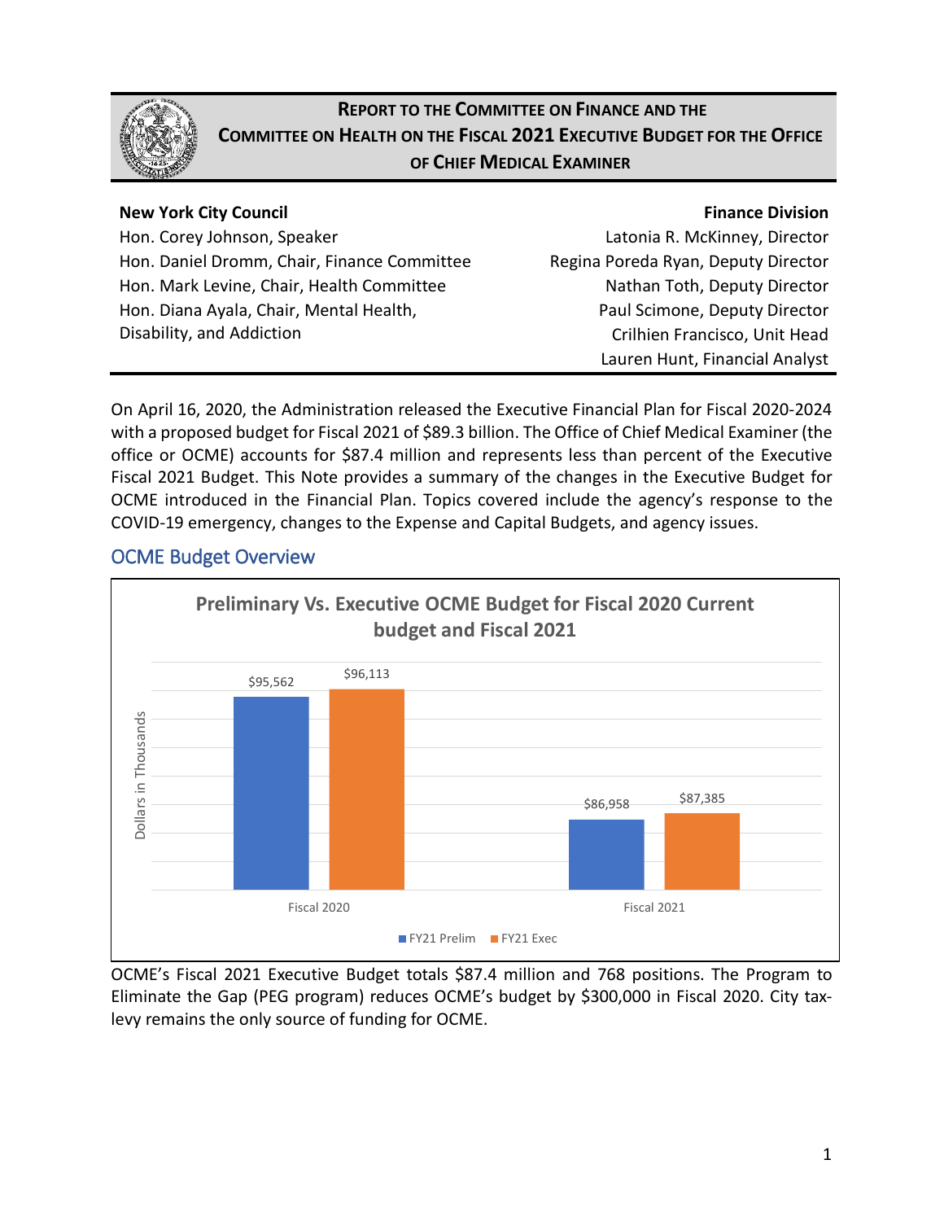# Report to the Committee on Finance and the Committee on Health on the Fiscal 2021 Executive Budget for the Office of Chief Medical Examiner

| **New York City Council** | **Finance Division** |
| --- | --- |
| Hon. Corey Johnson, Speaker | Latonia R. McKinney, Director |
| Hon. Daniel Dromm, Chair, Finance Committee | Regina Poreda Ryan, Deputy Director |
| Hon. Mark Levine, Chair, Health Committee | Nathan Toth, Deputy Director |
| Hon. Diana Ayala, Chair, Mental Health, Disability, and Addiction | Paul Scimone, Deputy Director |
| | Crilhien Francisco, Unit Head |
| | Lauren Hunt, Financial Analyst |

On April 16, 2020, the Administration released the Executive Financial Plan for Fiscal 2020-2024 with a proposed budget for Fiscal 2021 of $89.3 billion. The Office of Chief Medical Examiner (the office or OCME) accounts for $87.4 million and represents less than percent of the Executive Fiscal 2021 Budget. This Note provides a summary of the changes in the Executive Budget for OCME introduced in the Financial Plan. Topics covered include the agency's response to the COVID-19 emergency, changes to the Expense and Capital Budgets, and agency issues.

## OCME Budget Overview

**Preliminary Vs. Executive OCME Budget for Fiscal 2020 Current budget and Fiscal 2021**

Dollars in Thousands

| | FY21 Prelim | FY21 Exec |
| --- | --- | --- |
| Fiscal 2020 | $95,562 | $96,113 |
| Fiscal 2021 | $86,958 | $87,385 |

OCME's Fiscal 2021 Executive Budget totals $87.4 million and 768 positions. The Program to Eliminate the Gap (PEG program) reduces OCME's budget by $300,000 in Fiscal 2020. City tax-levy remains the only source of funding for OCME.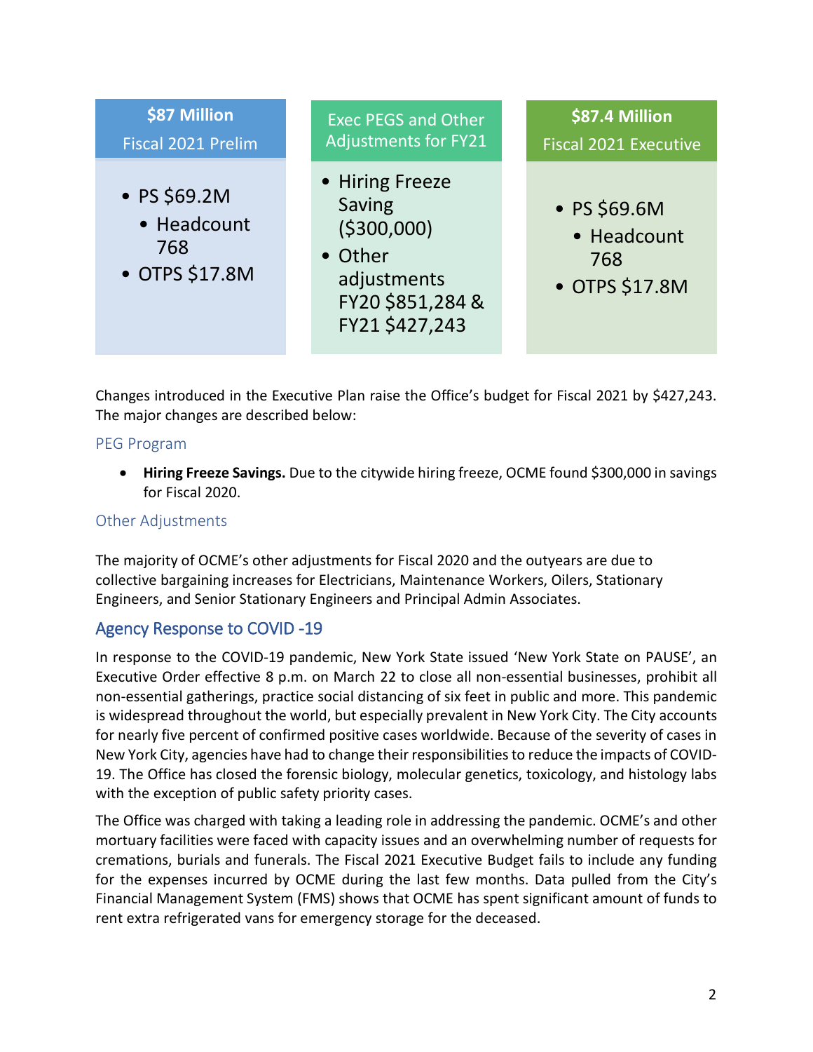| $87 Million<br>Fiscal 2021 Prelim | Exec PEGS and Other Adjustments for FY21 | $87.4 Million<br>Fiscal 2021 Executive |
|---|---|---|
| • PS $69.2M<br>  • Headcount 768<br>• OTPS $17.8M | • Hiring Freeze Saving ($300,000)<br>• Other adjustments FY20 $851,284 & FY21 $427,243 | • PS $69.6M<br>  • Headcount 768<br>• OTPS $17.8M |

Changes introduced in the Executive Plan raise the Office's budget for Fiscal 2021 by $427,243. The major changes are described below:

### PEG Program

- **Hiring Freeze Savings.** Due to the citywide hiring freeze, OCME found $300,000 in savings for Fiscal 2020.

### Other Adjustments

The majority of OCME's other adjustments for Fiscal 2020 and the outyears are due to collective bargaining increases for Electricians, Maintenance Workers, Oilers, Stationary Engineers, and Senior Stationary Engineers and Principal Admin Associates.

## Agency Response to COVID -19

In response to the COVID-19 pandemic, New York State issued 'New York State on PAUSE', an Executive Order effective 8 p.m. on March 22 to close all non-essential businesses, prohibit all non-essential gatherings, practice social distancing of six feet in public and more. This pandemic is widespread throughout the world, but especially prevalent in New York City. The City accounts for nearly five percent of confirmed positive cases worldwide. Because of the severity of cases in New York City, agencies have had to change their responsibilities to reduce the impacts of COVID-19. The Office has closed the forensic biology, molecular genetics, toxicology, and histology labs with the exception of public safety priority cases.

The Office was charged with taking a leading role in addressing the pandemic. OCME's and other mortuary facilities were faced with capacity issues and an overwhelming number of requests for cremations, burials and funerals. The Fiscal 2021 Executive Budget fails to include any funding for the expenses incurred by OCME during the last few months. Data pulled from the City's Financial Management System (FMS) shows that OCME has spent significant amount of funds to rent extra refrigerated vans for emergency storage for the deceased.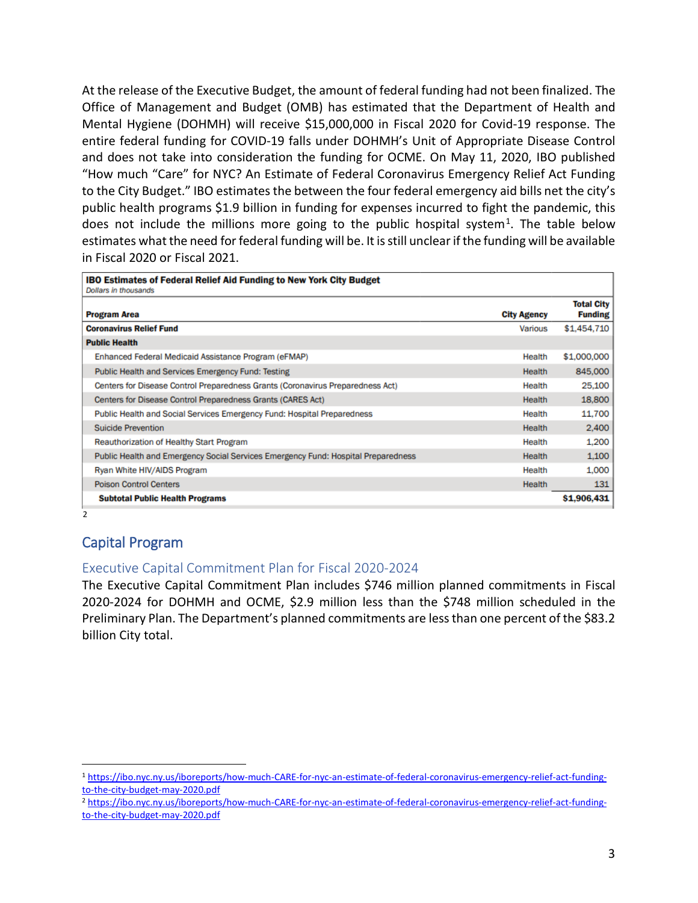At the release of the Executive Budget, the amount of federal funding had not been finalized. The Office of Management and Budget (OMB) has estimated that the Department of Health and Mental Hygiene (DOHMH) will receive $15,000,000 in Fiscal 2020 for Covid-19 response. The entire federal funding for COVID-19 falls under DOHMH's Unit of Appropriate Disease Control and does not take into consideration the funding for OCME. On May 11, 2020, IBO published "How much "Care" for NYC? An Estimate of Federal Coronavirus Emergency Relief Act Funding to the City Budget." IBO estimates the between the four federal emergency aid bills net the city's public health programs $1.9 billion in funding for expenses incurred to fight the pandemic, this does not include the millions more going to the public hospital system[1]. The table below estimates what the need for federal funding will be. It is still unclear if the funding will be available in Fiscal 2020 or Fiscal 2021.

**IBO Estimates of Federal Relief Aid Funding to New York City Budget**
*Dollars in thousands*

| Program Area | City Agency | Total City Funding |
|---|---|---|
| **Coronavirus Relief Fund** | Various | $1,454,710 |
| **Public Health** | | |
| Enhanced Federal Medicaid Assistance Program (eFMAP) | Health | $1,000,000 |
| Public Health and Services Emergency Fund: Testing | Health | 845,000 |
| Centers for Disease Control Preparedness Grants (Coronavirus Preparedness Act) | Health | 25,100 |
| Centers for Disease Control Preparedness Grants (CARES Act) | Health | 18,800 |
| Public Health and Social Services Emergency Fund: Hospital Preparedness | Health | 11,700 |
| Suicide Prevention | Health | 2,400 |
| Reauthorization of Healthy Start Program | Health | 1,200 |
| Public Health and Emergency Social Services Emergency Fund: Hospital Preparedness | Health | 1,100 |
| Ryan White HIV/AIDS Program | Health | 1,000 |
| Poison Control Centers | Health | 131 |
| **Subtotal Public Health Programs** | | **$1,906,431** |

[2]

## Capital Program

### Executive Capital Commitment Plan for Fiscal 2020-2024

The Executive Capital Commitment Plan includes $746 million planned commitments in Fiscal 2020-2024 for DOHMH and OCME, $2.9 million less than the $748 million scheduled in the Preliminary Plan. The Department's planned commitments are less than one percent of the $83.2 billion City total.

[1] https://ibo.nyc.ny.us/iboreports/how-much-CARE-for-nyc-an-estimate-of-federal-coronavirus-emergency-relief-act-funding-to-the-city-budget-may-2020.pdf

[2] https://ibo.nyc.ny.us/iboreports/how-much-CARE-for-nyc-an-estimate-of-federal-coronavirus-emergency-relief-act-funding-to-the-city-budget-may-2020.pdf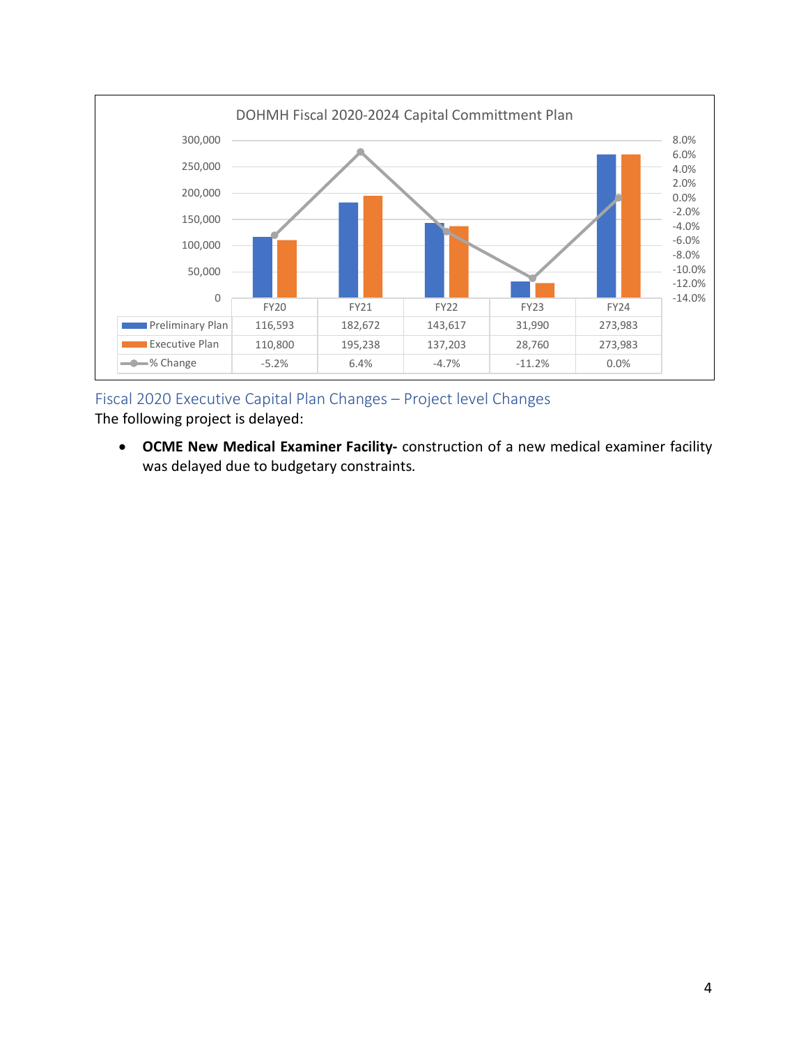DOHMH Fiscal 2020-2024 Capital Committment Plan

300,000
250,000
200,000
150,000
100,000
50,000
0

8.0%
6.0%
4.0%
2.0%
0.0%
-2.0%
-4.0%
-6.0%
-8.0%
-10.0%
-12.0%
-14.0%

FY20 FY21 FY22 FY23 FY24

Preliminary Plan 116,593 182,672 143,617 31,990 273,983

Executive Plan 110,800 195,238 137,203 28,760 273,983

% Change -5.2% 6.4% -4.7% -11.2% 0.0%

## Fiscal 2020 Executive Capital Plan Changes – Project level Changes

The following project is delayed:

- **OCME New Medical Examiner Facility-** construction of a new medical examiner facility was delayed due to budgetary constraints.